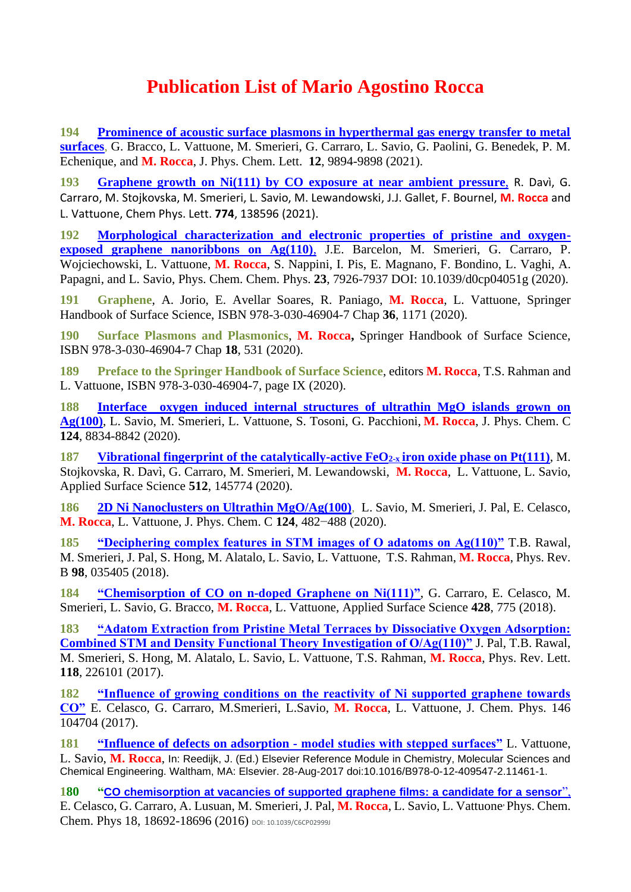# Publication List of Mario Agostino Rocca

**194** **Prominence of acoustic surface plasmons in hyperthermal gas energy transfer to metal surfaces**, G. Bracco, L. Vattuone, M. Smerieri, G. Carraro, L. Savio, G. Paolini, G. Benedek, P. M. Echenique, and **M. Rocca**, J. Phys. Chem. Lett. **12**, 9894-9898 (2021).

**193** **Graphene growth on Ni(111) by CO exposure at near ambient pressure**, R. Davì, G. Carraro, M. Stojkovska, M. Smerieri, L. Savio, M. Lewandowski, J.J. Gallet, F. Bournel, **M. Rocca** and L. Vattuone, Chem Phys. Lett. **774**, 138596 (2021).

**192** **Morphological characterization and electronic properties of pristine and oxygen-exposed graphene nanoribbons on Ag(110)**, J.E. Barcelon, M. Smerieri, G. Carraro, P. Wojciechowski, L. Vattuone, **M. Rocca**, S. Nappini, I. Pis, E. Magnano, F. Bondino, L. Vaghi, A. Papagni, and L. Savio, Phys. Chem. Chem. Phys. **23**, 7926-7937 DOI: 10.1039/d0cp04051g (2020).

**191** **Graphene**, A. Jorio, E. Avellar Soares, R. Paniago, **M. Rocca**, L. Vattuone, Springer Handbook of Surface Science, ISBN 978-3-030-46904-7 Chap **36**, 1171 (2020).

**190** **Surface Plasmons and Plasmonics**, **M. Rocca,** Springer Handbook of Surface Science, ISBN 978-3-030-46904-7 Chap **18**, 531 (2020).

**189** **Preface to the Springer Handbook of Surface Science**, editors **M. Rocca**, T.S. Rahman and L. Vattuone, ISBN 978-3-030-46904-7, page IX (2020).

**188** **Interface oxygen induced internal structures of ultrathin MgO islands grown on Ag(100)**, L. Savio, M. Smerieri, L. Vattuone, S. Tosoni, G. Pacchioni, **M. Rocca**, J. Phys. Chem. C **124**, 8834-8842 (2020).

**187** **Vibrational fingerprint of the catalytically-active $FeO_{2-x}$ iron oxide phase on Pt(111)**, M. Stojkovska, R. Davì, G. Carraro, M. Smerieri, M. Lewandowski, **M. Rocca**, L. Vattuone, L. Savio, Applied Surface Science **512**, 145774 (2020).

**186** **2D Ni Nanoclusters on Ultrathin MgO/Ag(100)**, L. Savio, M. Smerieri, J. Pal, E. Celasco, **M. Rocca**, L. Vattuone, J. Phys. Chem. C **124**, 482−488 (2020).

**185** **"Deciphering complex features in STM images of O adatoms on Ag(110)"** T.B. Rawal, M. Smerieri, J. Pal, S. Hong, M. Alatalo, L. Savio, L. Vattuone, T.S. Rahman, **M. Rocca**, Phys. Rev. B **98**, 035405 (2018).

**184** **"Chemisorption of CO on n-doped Graphene on Ni(111)"**, G. Carraro, E. Celasco, M. Smerieri, L. Savio, G. Bracco, **M. Rocca**, L. Vattuone, Applied Surface Science **428**, 775 (2018).

**183** **"Adatom Extraction from Pristine Metal Terraces by Dissociative Oxygen Adsorption: Combined STM and Density Functional Theory Investigation of O/Ag(110)"** J. Pal, T.B. Rawal, M. Smerieri, S. Hong, M. Alatalo, L. Savio, L. Vattuone, T.S. Rahman, **M. Rocca**, Phys. Rev. Lett. **118**, 226101 (2017).

**182** **"Influence of growing conditions on the reactivity of Ni supported graphene towards CO"** E. Celasco, G. Carraro, M.Smerieri, L.Savio, **M. Rocca**, L. Vattuone, J. Chem. Phys. 146 104704 (2017).

**181** **"Influence of defects on adsorption - model studies with stepped surfaces"** L. Vattuone, L. Savio, **M. Rocca**, In: Reedijk, J. (Ed.) Elsevier Reference Module in Chemistry, Molecular Sciences and Chemical Engineering. Waltham, MA: Elsevier. 28-Aug-2017 doi:10.1016/B978-0-12-409547-2.11461-1.

**180** **"CO chemisorption at vacancies of supported graphene films: a candidate for a sensor"**, E. Celasco, G. Carraro, A. Lusuan, M. Smerieri, J. Pal, **M. Rocca**, L. Savio, L. Vattuone, Phys. Chem. Chem. Phys 18, 18692-18696 (2016) DOI: 10.1039/C6CP02999J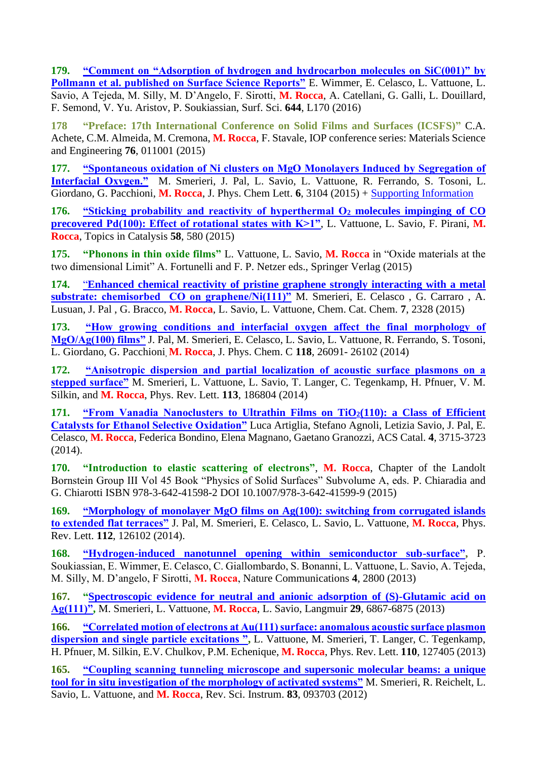**179.** **"Comment on "Adsorption of hydrogen and hydrocarbon molecules on SiC(001)" by Pollmann et al. published on Surface Science Reports"** E. Wimmer, E. Celasco, L. Vattuone, L. Savio, A Tejeda, M. Silly, M. D'Angelo, F. Sirotti, **M. Rocca**, A. Catellani, G. Galli, L. Douillard, F. Semond, V. Yu. Aristov, P. Soukiassian, Surf. Sci. **644**, L170 (2016)

**178** **"Preface: 17th International Conference on Solid Films and Surfaces (ICSFS)"** C.A. Achete, C.M. Almeida, M. Cremona, **M. Rocca**, F. Stavale, IOP conference series: Materials Science and Engineering **76**, 011001 (2015)

**177.** **"Spontaneous oxidation of Ni clusters on MgO Monolayers Induced by Segregation of Interfacial Oxygen."** M. Smerieri, J. Pal, L. Savio, L. Vattuone, R. Ferrando, S. Tosoni, L. Giordano, G. Pacchioni, **M. Rocca**, J. Phys. Chem Lett. **6**, 3104 (2015) + Supporting Information

**176.** **"Sticking probability and reactivity of hyperthermal $O_2$ molecules impinging of CO precovered Pd(100): Effect of rotational states with K>1"**, L. Vattuone, L. Savio, F. Pirani, **M. Rocca**, Topics in Catalysis **58**, 580 (2015)

**175.** **"Phonons in thin oxide films"** L. Vattuone, L. Savio, **M. Rocca** in "Oxide materials at the two dimensional Limit" A. Fortunelli and F. P. Netzer eds., Springer Verlag (2015)

**174.** **"Enhanced chemical reactivity of pristine graphene strongly interacting with a metal substrate: chemisorbed CO on graphene/Ni(111)"** M. Smerieri, E. Celasco , G. Carraro , A. Lusuan, J. Pal , G. Bracco, **M. Rocca**, L. Savio, L. Vattuone, Chem. Cat. Chem. **7**, 2328 (2015)

**173.** **"How growing conditions and interfacial oxygen affect the final morphology of MgO/Ag(100) films"** J. Pal, M. Smerieri, E. Celasco, L. Savio, L. Vattuone, R. Ferrando, S. Tosoni, L. Giordano, G. Pacchioni, **M. Rocca**, J. Phys. Chem. C **118**, 26091- 26102 (2014)

**172.** **"Anisotropic dispersion and partial localization of acoustic surface plasmons on a stepped surface"** M. Smerieri, L. Vattuone, L. Savio, T. Langer, C. Tegenkamp, H. Pfnuer, V. M. Silkin, and **M. Rocca**, Phys. Rev. Lett. **113**, 186804 (2014)

**171.** **"From Vanadia Nanoclusters to Ultrathin Films on $TiO_2$(110): a Class of Efficient Catalysts for Ethanol Selective Oxidation"** Luca Artiglia, Stefano Agnoli, Letizia Savio, J. Pal, E. Celasco, **M. Rocca**, Federica Bondino, Elena Magnano, Gaetano Granozzi, ACS Catal. **4**, 3715-3723 (2014).

**170.** **"Introduction to elastic scattering of electrons"**, **M. Rocca**, Chapter of the Landolt Bornstein Group III Vol 45 Book "Physics of Solid Surfaces" Subvolume A, eds. P. Chiaradia and G. Chiarotti ISBN 978-3-642-41598-2 DOI 10.1007/978-3-642-41599-9 (2015)

**169.** **"Morphology of monolayer MgO films on Ag(100): switching from corrugated islands to extended flat terraces"** J. Pal, M. Smerieri, E. Celasco, L. Savio, L. Vattuone, **M. Rocca**, Phys. Rev. Lett. **112**, 126102 (2014).

**168.** **"Hydrogen-induced nanotunnel opening within semiconductor sub-surface"**, P. Soukiassian, E. Wimmer, E. Celasco, C. Giallombardo, S. Bonanni, L. Vattuone, L. Savio, A. Tejeda, M. Silly, M. D'angelo, F Sirotti, **M. Rocca**, Nature Communications **4**, 2800 (2013)

**167.** **"Spectroscopic evidence for neutral and anionic adsorption of (S)-Glutamic acid on Ag(111)"**, M. Smerieri, L. Vattuone, **M. Rocca**, L. Savio, Langmuir **29**, 6867-6875 (2013)

**166.** **"Correlated motion of electrons at Au(111) surface: anomalous acoustic surface plasmon dispersion and single particle excitations "**, L. Vattuone, M. Smerieri, T. Langer, C. Tegenkamp, H. Pfnuer, M. Silkin, E.V. Chulkov, P.M. Echenique, **M. Rocca**, Phys. Rev. Lett. **110**, 127405 (2013)

**165.** **"Coupling scanning tunneling microscope and supersonic molecular beams: a unique tool for in situ investigation of the morphology of activated systems"** M. Smerieri, R. Reichelt, L. Savio, L. Vattuone, and **M. Rocca**, Rev. Sci. Instrum. **83**, 093703 (2012)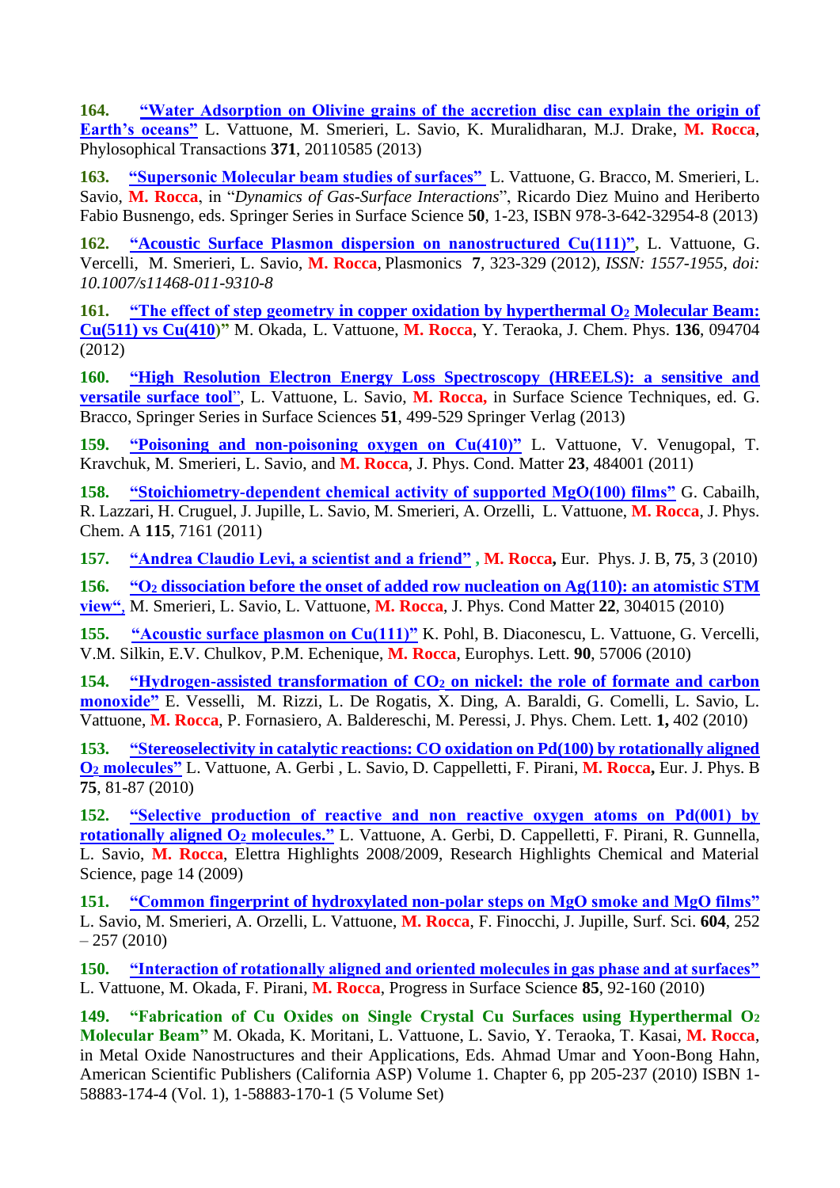**164.** **"Water Adsorption on Olivine grains of the accretion disc can explain the origin of Earth's oceans"** L. Vattuone, M. Smerieri, L. Savio, K. Muralidharan, M.J. Drake, **M. Rocca**, Phylosophical Transactions **371**, 20110585 (2013)

**163.** **"Supersonic Molecular beam studies of surfaces"** L. Vattuone, G. Bracco, M. Smerieri, L. Savio, **M. Rocca**, in "*Dynamics of Gas-Surface Interactions*", Ricardo Diez Muino and Heriberto Fabio Busnengo, eds. Springer Series in Surface Science **50**, 1-23, ISBN 978-3-642-32954-8 (2013)

**162.** **"Acoustic Surface Plasmon dispersion on nanostructured Cu(111)",** L. Vattuone, G. Vercelli, M. Smerieri, L. Savio, **M. Rocca**, Plasmonics **7**, 323-329 (2012), *ISSN: 1557-1955, doi: 10.1007/s11468-011-9310-8*

**161.** **"The effect of step geometry in copper oxidation by hyperthermal $O_2$ Molecular Beam: Cu(511) vs Cu(410)"** M. Okada, L. Vattuone, **M. Rocca**, Y. Teraoka, J. Chem. Phys. **136**, 094704 (2012)

**160.** **"High Resolution Electron Energy Loss Spectroscopy (HREELS): a sensitive and versatile surface tool"**, L. Vattuone, L. Savio, **M. Rocca,** in Surface Science Techniques, ed. G. Bracco, Springer Series in Surface Sciences **51**, 499-529 Springer Verlag (2013)

**159.** **"Poisoning and non-poisoning oxygen on Cu(410)"** L. Vattuone, V. Venugopal, T. Kravchuk, M. Smerieri, L. Savio, and **M. Rocca**, J. Phys. Cond. Matter **23**, 484001 (2011)

**158.** **"Stoichiometry-dependent chemical activity of supported MgO(100) films"** G. Cabailh, R. Lazzari, H. Cruguel, J. Jupille, L. Savio, M. Smerieri, A. Orzelli, L. Vattuone, **M. Rocca**, J. Phys. Chem. A **115**, 7161 (2011)

**157.** **"Andrea Claudio Levi, a scientist and a friend"** , **M. Rocca,** Eur. Phys. J. B, **75**, 3 (2010)

**156.** **"$O_2$ dissociation before the onset of added row nucleation on Ag(110): an atomistic STM view",** M. Smerieri, L. Savio, L. Vattuone, **M. Rocca**, J. Phys. Cond Matter **22**, 304015 (2010)

**155.** **"Acoustic surface plasmon on Cu(111)"** K. Pohl, B. Diaconescu, L. Vattuone, G. Vercelli, V.M. Silkin, E.V. Chulkov, P.M. Echenique, **M. Rocca**, Europhys. Lett. **90**, 57006 (2010)

**154.** **"Hydrogen-assisted transformation of $CO_2$ on nickel: the role of formate and carbon monoxide"** E. Vesselli, M. Rizzi, L. De Rogatis, X. Ding, A. Baraldi, G. Comelli, L. Savio, L. Vattuone, **M. Rocca**, P. Fornasiero, A. Baldereschi, M. Peressi, J. Phys. Chem. Lett. **1,** 402 (2010)

**153.** **"Stereoselectivity in catalytic reactions: CO oxidation on Pd(100) by rotationally aligned $O_2$ molecules"** L. Vattuone, A. Gerbi , L. Savio, D. Cappelletti, F. Pirani, **M. Rocca,** Eur. J. Phys. B **75**, 81-87 (2010)

**152.** **"Selective production of reactive and non reactive oxygen atoms on Pd(001) by rotationally aligned $O_2$ molecules."** L. Vattuone, A. Gerbi, D. Cappelletti, F. Pirani, R. Gunnella, L. Savio, **M. Rocca**, Elettra Highlights 2008/2009, Research Highlights Chemical and Material Science, page 14 (2009)

**151.** **"Common fingerprint of hydroxylated non-polar steps on MgO smoke and MgO films"** L. Savio, M. Smerieri, A. Orzelli, L. Vattuone, **M. Rocca**, F. Finocchi, J. Jupille, Surf. Sci. **604**, 252 – 257 (2010)

**150.** **"Interaction of rotationally aligned and oriented molecules in gas phase and at surfaces"** L. Vattuone, M. Okada, F. Pirani, **M. Rocca**, Progress in Surface Science **85**, 92-160 (2010)

**149.** **"Fabrication of Cu Oxides on Single Crystal Cu Surfaces using Hyperthermal $O_2$ Molecular Beam"** M. Okada, K. Moritani, L. Vattuone, L. Savio, Y. Teraoka, T. Kasai, **M. Rocca**, in Metal Oxide Nanostructures and their Applications, Eds. Ahmad Umar and Yoon-Bong Hahn, American Scientific Publishers (California ASP) Volume 1. Chapter 6, pp 205-237 (2010) ISBN 1-58883-174-4 (Vol. 1), 1-58883-170-1 (5 Volume Set)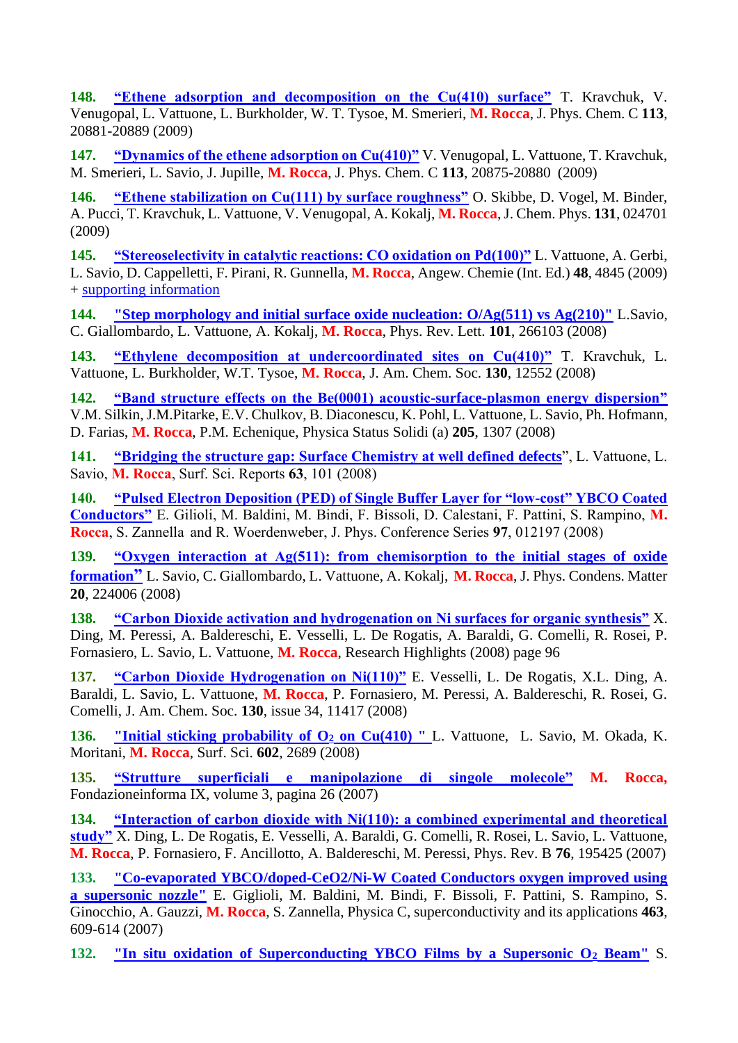**148.** **“Ethene adsorption and decomposition on the Cu(410) surface”** T. Kravchuk, V. Venugopal, L. Vattuone, L. Burkholder, W. T. Tysoe, M. Smerieri, **M. Rocca**, J. Phys. Chem. C **113**, 20881-20889 (2009)

**147.** **“Dynamics of the ethene adsorption on Cu(410)”** V. Venugopal, L. Vattuone, T. Kravchuk, M. Smerieri, L. Savio, J. Jupille, **M. Rocca**, J. Phys. Chem. C **113**, 20875-20880 (2009)

**146.** **“Ethene stabilization on Cu(111) by surface roughness”** O. Skibbe, D. Vogel, M. Binder, A. Pucci, T. Kravchuk, L. Vattuone, V. Venugopal, A. Kokalj, **M. Rocca**, J. Chem. Phys. **131**, 024701 (2009)

**145.** **“Stereoselectivity in catalytic reactions: CO oxidation on Pd(100)”** L. Vattuone, A. Gerbi, L. Savio, D. Cappelletti, F. Pirani, R. Gunnella, **M. Rocca**, Angew. Chemie (Int. Ed.) **48**, 4845 (2009) + supporting information

**144.** **"Step morphology and initial surface oxide nucleation: O/Ag(511) vs Ag(210)"** L.Savio, C. Giallombardo, L. Vattuone, A. Kokalj, **M. Rocca**, Phys. Rev. Lett. **101**, 266103 (2008)

**143.** **“Ethylene decomposition at undercoordinated sites on Cu(410)”** T. Kravchuk, L. Vattuone, L. Burkholder, W.T. Tysoe, **M. Rocca**, J. Am. Chem. Soc. **130**, 12552 (2008)

**142.** **“Band structure effects on the Be(0001) acoustic-surface-plasmon energy dispersion”** V.M. Silkin, J.M.Pitarke, E.V. Chulkov, B. Diaconescu, K. Pohl, L. Vattuone, L. Savio, Ph. Hofmann, D. Farias, **M. Rocca**, P.M. Echenique, Physica Status Solidi (a) **205**, 1307 (2008)

**141.** **“Bridging the structure gap: Surface Chemistry at well defined defects**”, L. Vattuone, L. Savio, **M. Rocca**, Surf. Sci. Reports **63**, 101 (2008)

**140.** **“Pulsed Electron Deposition (PED) of Single Buffer Layer for “low-cost” YBCO Coated Conductors”** E. Gilioli, M. Baldini, M. Bindi, F. Bissoli, D. Calestani, F. Pattini, S. Rampino, **M. Rocca**, S. Zannella and R. Woerdenweber, J. Phys. Conference Series **97**, 012197 (2008)

**139.** **“Oxygen interaction at Ag(511): from chemisorption to the initial stages of oxide formation”** L. Savio, C. Giallombardo, L. Vattuone, A. Kokalj, **M. Rocca**, J. Phys. Condens. Matter **20**, 224006 (2008)

**138.** **“Carbon Dioxide activation and hydrogenation on Ni surfaces for organic synthesis”** X. Ding, M. Peressi, A. Baldereschi, E. Vesselli, L. De Rogatis, A. Baraldi, G. Comelli, R. Rosei, P. Fornasiero, L. Savio, L. Vattuone, **M. Rocca**, Research Highlights (2008) page 96

**137.** **“Carbon Dioxide Hydrogenation on Ni(110)”** E. Vesselli, L. De Rogatis, X.L. Ding, A. Baraldi, L. Savio, L. Vattuone, **M. Rocca**, P. Fornasiero, M. Peressi, A. Baldereschi, R. Rosei, G. Comelli, J. Am. Chem. Soc. **130**, issue 34, 11417 (2008)

**136.** **"Initial sticking probability of $O_2$ on Cu(410) "** L. Vattuone, L. Savio, M. Okada, K. Moritani, **M. Rocca**, Surf. Sci. **602**, 2689 (2008)

**135.** **“Strutture superficiali e manipolazione di singole molecole”** **M. Rocca,** Fondazioneinforma IX, volume 3, pagina 26 (2007)

**134.** **“Interaction of carbon dioxide with Ni(110): a combined experimental and theoretical study”** X. Ding, L. De Rogatis, E. Vesselli, A. Baraldi, G. Comelli, R. Rosei, L. Savio, L. Vattuone, **M. Rocca**, P. Fornasiero, F. Ancillotto, A. Baldereschi, M. Peressi, Phys. Rev. B **76**, 195425 (2007)

**133.** **"Co-evaporated YBCO/doped-CeO2/Ni-W Coated Conductors oxygen improved using a supersonic nozzle"** E. Giglioli, M. Baldini, M. Bindi, F. Bissoli, F. Pattini, S. Rampino, S. Ginocchio, A. Gauzzi, **M. Rocca**, S. Zannella, Physica C, superconductivity and its applications **463**, 609-614 (2007)

**132.** **"In situ oxidation of Superconducting YBCO Films by a Supersonic $O_2$ Beam"** S.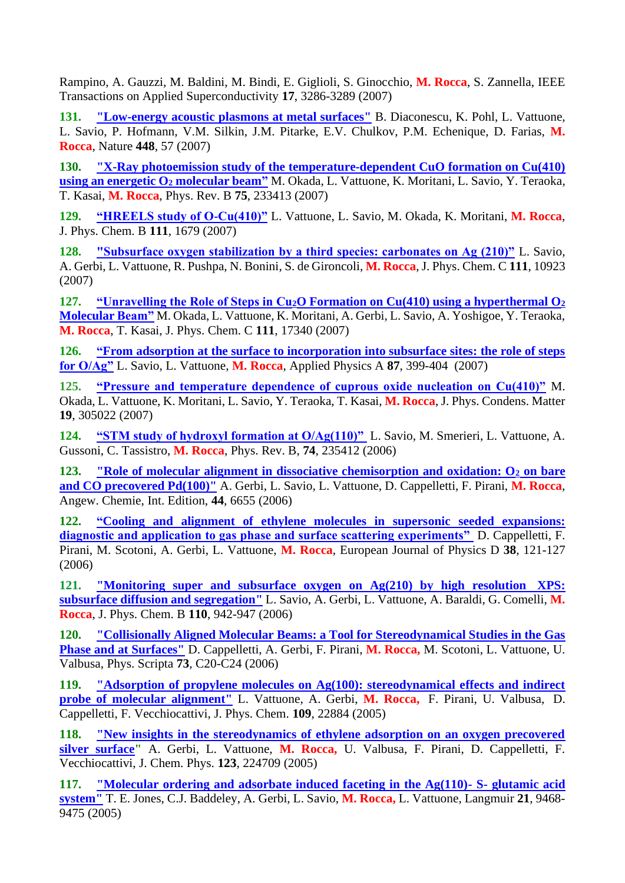Rampino, A. Gauzzi, M. Baldini, M. Bindi, E. Giglioli, S. Ginocchio, **M. Rocca**, S. Zannella, IEEE Transactions on Applied Superconductivity **17**, 3286-3289 (2007)

**131.** **"Low-energy acoustic plasmons at metal surfaces"** B. Diaconescu, K. Pohl, L. Vattuone, L. Savio, P. Hofmann, V.M. Silkin, J.M. Pitarke, E.V. Chulkov, P.M. Echenique, D. Farias, **M. Rocca**, Nature **448**, 57 (2007)

**130.** **"X-Ray photoemission study of the temperature-dependent CuO formation on Cu(410) using an energetic $O_2$ molecular beam"** M. Okada, L. Vattuone, K. Moritani, L. Savio, Y. Teraoka, T. Kasai, **M. Rocca**, Phys. Rev. B **75**, 233413 (2007)

**129.** **"HREELS study of O-Cu(410)"** L. Vattuone, L. Savio, M. Okada, K. Moritani, **M. Rocca**, J. Phys. Chem. B **111**, 1679 (2007)

**128.** **"Subsurface oxygen stabilization by a third species: carbonates on Ag (210)"** L. Savio, A. Gerbi, L. Vattuone, R. Pushpa, N. Bonini, S. de Gironcoli, **M. Rocca**, J. Phys. Chem. C **111**, 10923 (2007)

**127.** **"Unravelling the Role of Steps in $Cu_2O$ Formation on Cu(410) using a hyperthermal $O_2$ Molecular Beam"** M. Okada, L. Vattuone, K. Moritani, A. Gerbi, L. Savio, A. Yoshigoe, Y. Teraoka, **M. Rocca**, T. Kasai, J. Phys. Chem. C **111**, 17340 (2007)

**126.** **"From adsorption at the surface to incorporation into subsurface sites: the role of steps for O/Ag"** L. Savio, L. Vattuone, **M. Rocca**, Applied Physics A **87**, 399-404 (2007)

**125.** **"Pressure and temperature dependence of cuprous oxide nucleation on Cu(410)"** M. Okada, L. Vattuone, K. Moritani, L. Savio, Y. Teraoka, T. Kasai, **M. Rocca**, J. Phys. Condens. Matter **19**, 305022 (2007)

**124.** **"STM study of hydroxyl formation at O/Ag(110)"** L. Savio, M. Smerieri, L. Vattuone, A. Gussoni, C. Tassistro, **M. Rocca**, Phys. Rev. B, **74**, 235412 (2006)

**123.** **"Role of molecular alignment in dissociative chemisorption and oxidation: $O_2$ on bare and CO precovered Pd(100)"** A. Gerbi, L. Savio, L. Vattuone, D. Cappelletti, F. Pirani, **M. Rocca**, Angew. Chemie, Int. Edition, **44**, 6655 (2006)

**122.** **"Cooling and alignment of ethylene molecules in supersonic seeded expansions: diagnostic and application to gas phase and surface scattering experiments"** D. Cappelletti, F. Pirani, M. Scotoni, A. Gerbi, L. Vattuone, **M. Rocca**, European Journal of Physics D **38**, 121-127 (2006)

**121.** **"Monitoring super and subsurface oxygen on Ag(210) by high resolution XPS: subsurface diffusion and segregation"** L. Savio, A. Gerbi, L. Vattuone, A. Baraldi, G. Comelli, **M. Rocca**, J. Phys. Chem. B **110**, 942-947 (2006)

**120.** **"Collisionally Aligned Molecular Beams: a Tool for Stereodynamical Studies in the Gas Phase and at Surfaces"** D. Cappelletti, A. Gerbi, F. Pirani, **M. Rocca,** M. Scotoni, L. Vattuone, U. Valbusa, Phys. Scripta **73**, C20-C24 (2006)

**119.** **"Adsorption of propylene molecules on Ag(100): stereodynamical effects and indirect probe of molecular alignment"** L. Vattuone, A. Gerbi, **M. Rocca,** F. Pirani, U. Valbusa, D. Cappelletti, F. Vecchiocattivi, J. Phys. Chem. **109**, 22884 (2005)

**118.** **"New insights in the stereodynamics of ethylene adsorption on an oxygen precovered silver surface"** A. Gerbi, L. Vattuone, **M. Rocca,** U. Valbusa, F. Pirani, D. Cappelletti, F. Vecchiocattivi, J. Chem. Phys. **123**, 224709 (2005)

**117.** **"Molecular ordering and adsorbate induced faceting in the Ag(110)- S- glutamic acid system"** T. E. Jones, C.J. Baddeley, A. Gerbi, L. Savio, **M. Rocca,** L. Vattuone, Langmuir **21**, 9468-9475 (2005)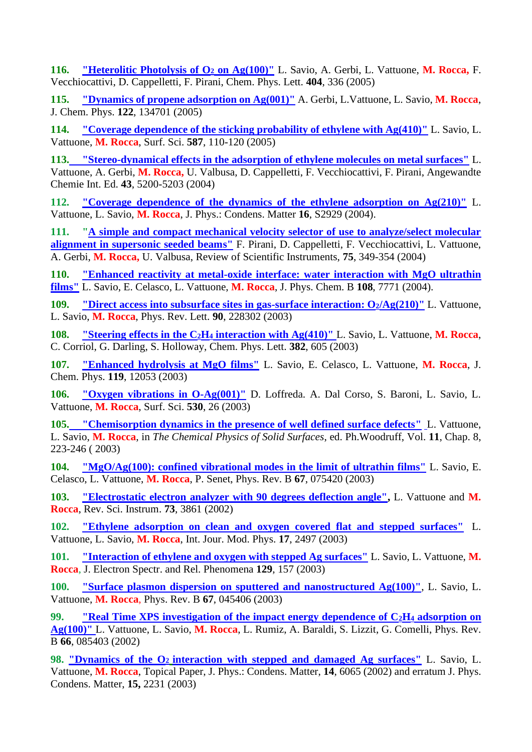**116.** **"Heterolitic Photolysis of $O_2$ on Ag(100)"** L. Savio, A. Gerbi, L. Vattuone, **M. Rocca,** F. Vecchiocattivi, D. Cappelletti, F. Pirani, Chem. Phys. Lett. **404**, 336 (2005)

**115.** **"Dynamics of propene adsorption on Ag(001)"** A. Gerbi, L.Vattuone, L. Savio, **M. Rocca**, J. Chem. Phys. **122**, 134701 (2005)

**114.** **"Coverage dependence of the sticking probability of ethylene with Ag(410)"** L. Savio, L. Vattuone, **M. Rocca**, Surf. Sci. **587**, 110-120 (2005)

**113.** **"Stereo-dynamical effects in the adsorption of ethylene molecules on metal surfaces"** L. Vattuone, A. Gerbi, **M. Rocca,** U. Valbusa, D. Cappelletti, F. Vecchiocattivi, F. Pirani, Angewandte Chemie Int. Ed. **43**, 5200-5203 (2004)

**112.** **"Coverage dependence of the dynamics of the ethylene adsorption on Ag(210)"** L. Vattuone, L. Savio, **M. Rocca**, J. Phys.: Condens. Matter **16**, S2929 (2004).

**111.** **"A simple and compact mechanical velocity selector of use to analyze/select molecular alignment in supersonic seeded beams"** F. Pirani, D. Cappelletti, F. Vecchiocattivi, L. Vattuone, A. Gerbi, **M. Rocca,** U. Valbusa, Review of Scientific Instruments, **75**, 349-354 (2004)

**110.** **"Enhanced reactivity at metal-oxide interface: water interaction with MgO ultrathin films"** L. Savio, E. Celasco, L. Vattuone, **M. Rocca**, J. Phys. Chem. B **108**, 7771 (2004).

**109.** **"Direct access into subsurface sites in gas-surface interaction: $O_2$/Ag(210)"** L. Vattuone, L. Savio, **M. Rocca**, Phys. Rev. Lett. **90**, 228302 (2003)

**108.** **"Steering effects in the $C_2H_4$ interaction with Ag(410)"** L. Savio, L. Vattuone, **M. Rocca**, C. Corriol, G. Darling, S. Holloway, Chem. Phys. Lett. **382**, 605 (2003)

**107.** **"Enhanced hydrolysis at MgO films"** L. Savio, E. Celasco, L. Vattuone, **M. Rocca**, J. Chem. Phys. **119**, 12053 (2003)

**106.** **"Oxygen vibrations in O-Ag(001)"** D. Loffreda. A. Dal Corso, S. Baroni, L. Savio, L. Vattuone, **M. Rocca**, Surf. Sci. **530**, 26 (2003)

**105.** **"Chemisorption dynamics in the presence of well defined surface defects"** L. Vattuone, L. Savio, **M. Rocca**, in *The Chemical Physics of Solid Surfaces*, ed. Ph.Woodruff, Vol. **11**, Chap. 8, 223-246 ( 2003)

**104.** **"MgO/Ag(100): confined vibrational modes in the limit of ultrathin films"** L. Savio, E. Celasco, L. Vattuone, **M. Rocca**, P. Senet, Phys. Rev. B **67**, 075420 (2003)

**103.** **"Electrostatic electron analyzer with 90 degrees deflection angle",** L. Vattuone and **M. Rocca**, Rev. Sci. Instrum. **73**, 3861 (2002)

**102.** **"Ethylene adsorption on clean and oxygen covered flat and stepped surfaces"** L. Vattuone, L. Savio, **M. Rocca**, Int. Jour. Mod. Phys. **17**, 2497 (2003)

**101.** **"Interaction of ethylene and oxygen with stepped Ag surfaces"** L. Savio, L. Vattuone, **M. Rocca**, J. Electron Spectr. and Rel. Phenomena **129**, 157 (2003)

**100.** **"Surface plasmon dispersion on sputtered and nanostructured Ag(100)"**, L. Savio, L. Vattuone, **M. Rocca**, Phys. Rev. B **67**, 045406 (2003)

**99.** **"Real Time XPS investigation of the impact energy dependence of $C_2H_4$ adsorption on Ag(100)"** L. Vattuone, L. Savio, **M. Rocca**, L. Rumiz, A. Baraldi, S. Lizzit, G. Comelli, Phys. Rev. B **66**, 085403 (2002)

**98.** **"Dynamics of the $O_2$ interaction with stepped and damaged Ag surfaces"** L. Savio, L. Vattuone, **M. Rocca**, Topical Paper, J. Phys.: Condens. Matter, **14**, 6065 (2002) and erratum J. Phys. Condens. Matter, **15,** 2231 (2003)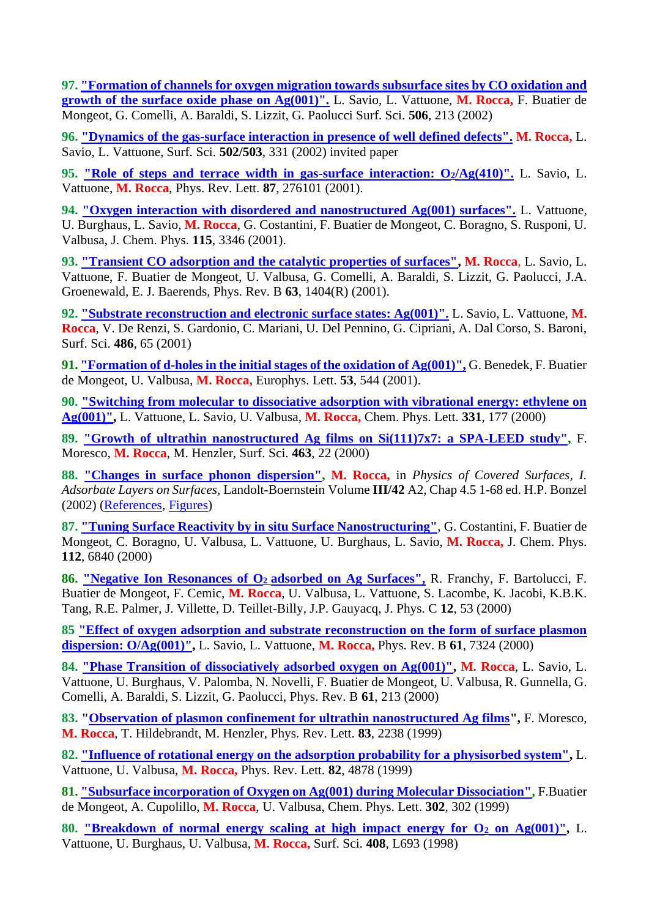**97.** **"Formation of channels for oxygen migration towards subsurface sites by CO oxidation and growth of the surface oxide phase on Ag(001)".** L. Savio, L. Vattuone, **M. Rocca,** F. Buatier de Mongeot, G. Comelli, A. Baraldi, S. Lizzit, G. Paolucci Surf. Sci. **506**, 213 (2002)

**96.** **"Dynamics of the gas-surface interaction in presence of well defined defects".** **M. Rocca,** L. Savio, L. Vattuone, Surf. Sci. **502/503**, 331 (2002) invited paper

**95.** **"Role of steps and terrace width in gas-surface interaction: $O_2$/Ag(410)".** L. Savio, L. Vattuone, **M. Rocca**, Phys. Rev. Lett. **87**, 276101 (2001).

**94.** **"Oxygen interaction with disordered and nanostructured Ag(001) surfaces".** L. Vattuone, U. Burghaus, L. Savio, **M. Rocca**, G. Costantini, F. Buatier de Mongeot, C. Boragno, S. Rusponi, U. Valbusa, J. Chem. Phys. **115**, 3346 (2001).

**93.** **"Transient CO adsorption and the catalytic properties of surfaces",** **M. Rocca**, L. Savio, L. Vattuone, F. Buatier de Mongeot, U. Valbusa, G. Comelli, A. Baraldi, S. Lizzit, G. Paolucci, J.A. Groenewald, E. J. Baerends, Phys. Rev. B **63**, 1404(R) (2001).

**92.** **"Substrate reconstruction and electronic surface states: Ag(001)".** L. Savio, L. Vattuone, **M. Rocca**, V. De Renzi, S. Gardonio, C. Mariani, U. Del Pennino, G. Cipriani, A. Dal Corso, S. Baroni, Surf. Sci. **486**, 65 (2001)

**91.** **"Formation of d-holes in the initial stages of the oxidation of Ag(001)",** G. Benedek, F. Buatier de Mongeot, U. Valbusa, **M. Rocca,** Europhys. Lett. **53**, 544 (2001).

**90.** **"Switching from molecular to dissociative adsorption with vibrational energy: ethylene on Ag(001)",** L. Vattuone, L. Savio, U. Valbusa, **M. Rocca,** Chem. Phys. Lett. **331**, 177 (2000)

**89.** **"Growth of ultrathin nanostructured Ag films on Si(111)7x7: a SPA-LEED study",** F. Moresco, **M. Rocca**, M. Henzler, Surf. Sci. **463**, 22 (2000)

**88.** **"Changes in surface phonon dispersion",** **M. Rocca,** in *Physics of Covered Surfaces, I. Adsorbate Layers on Surfaces*, Landolt-Boernstein Volume **III/42** A2, Chap 4.5 1-68 ed. H.P. Bonzel (2002) (References, Figures)

**87.** **"Tuning Surface Reactivity by in situ Surface Nanostructuring"**, G. Costantini, F. Buatier de Mongeot, C. Boragno, U. Valbusa, L. Vattuone, U. Burghaus, L. Savio, **M. Rocca,** J. Chem. Phys. **112**, 6840 (2000)

**86.** **"Negative Ion Resonances of $O_2$ adsorbed on Ag Surfaces",** R. Franchy, F. Bartolucci, F. Buatier de Mongeot, F. Cemic, **M. Rocca**, U. Valbusa, L. Vattuone, S. Lacombe, K. Jacobi, K.B.K. Tang, R.E. Palmer, J. Villette, D. Teillet-Billy, J.P. Gauyacq, J. Phys. C **12**, 53 (2000)

**85** **"Effect of oxygen adsorption and substrate reconstruction on the form of surface plasmon dispersion: O/Ag(001)",** L. Savio, L. Vattuone, **M. Rocca,** Phys. Rev. B **61**, 7324 (2000)

**84.** **"Phase Transition of dissociatively adsorbed oxygen on Ag(001)",** **M. Rocca**, L. Savio, L. Vattuone, U. Burghaus, V. Palomba, N. Novelli, F. Buatier de Mongeot, U. Valbusa, R. Gunnella, G. Comelli, A. Baraldi, S. Lizzit, G. Paolucci, Phys. Rev. B **61**, 213 (2000)

**83.** **"Observation of plasmon confinement for ultrathin nanostructured Ag films",** F. Moresco, **M. Rocca**, T. Hildebrandt, M. Henzler, Phys. Rev. Lett. **83**, 2238 (1999)

**82.** **"Influence of rotational energy on the adsorption probability for a physisorbed system",** L. Vattuone, U. Valbusa, **M. Rocca,** Phys. Rev. Lett. **82**, 4878 (1999)

**81.** **"Subsurface incorporation of Oxygen on Ag(001) during Molecular Dissociation",** F.Buatier de Mongeot, A. Cupolillo, **M. Rocca**, U. Valbusa, Chem. Phys. Lett. **302**, 302 (1999)

**80.** **"Breakdown of normal energy scaling at high impact energy for $O_2$ on Ag(001)",** L. Vattuone, U. Burghaus, U. Valbusa, **M. Rocca,** Surf. Sci. **408**, L693 (1998)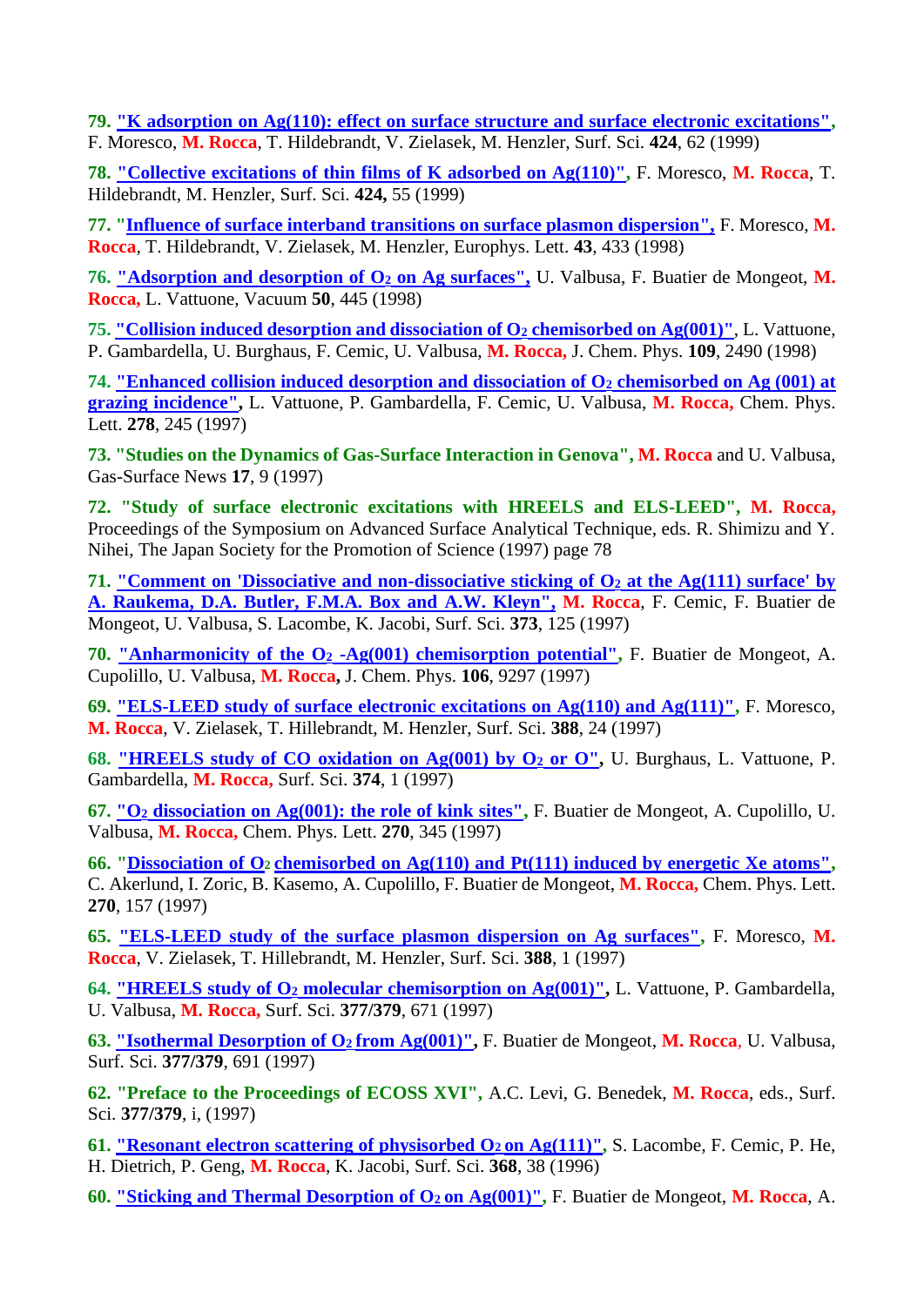**79.** **"K adsorption on Ag(110): effect on surface structure and surface electronic excitations"**, F. Moresco, **M. Rocca**, T. Hildebrandt, V. Zielasek, M. Henzler, Surf. Sci. **424**, 62 (1999)

**78.** **"Collective excitations of thin films of K adsorbed on Ag(110)"**, F. Moresco, **M. Rocca**, T. Hildebrandt, M. Henzler, Surf. Sci. **424,** 55 (1999)

**77.** **"Influence of surface interband transitions on surface plasmon dispersion"**, F. Moresco, **M. Rocca**, T. Hildebrandt, V. Zielasek, M. Henzler, Europhys. Lett. **43**, 433 (1998)

**76.** **"Adsorption and desorption of $O_2$ on Ag surfaces"**, U. Valbusa, F. Buatier de Mongeot, **M. Rocca,** L. Vattuone, Vacuum **50**, 445 (1998)

**75.** **"Collision induced desorption and dissociation of $O_2$ chemisorbed on Ag(001)"**, L. Vattuone, P. Gambardella, U. Burghaus, F. Cemic, U. Valbusa, **M. Rocca,** J. Chem. Phys. **109**, 2490 (1998)

**74.** **"Enhanced collision induced desorption and dissociation of $O_2$ chemisorbed on Ag (001) at grazing incidence"**, L. Vattuone, P. Gambardella, F. Cemic, U. Valbusa, **M. Rocca,** Chem. Phys. Lett. **278**, 245 (1997)

**73.** **"Studies on the Dynamics of Gas-Surface Interaction in Genova"**, **M. Rocca** and U. Valbusa, Gas-Surface News **17**, 9 (1997)

**72.** **"Study of surface electronic excitations with HREELS and ELS-LEED"**, **M. Rocca,** Proceedings of the Symposium on Advanced Surface Analytical Technique, eds. R. Shimizu and Y. Nihei, The Japan Society for the Promotion of Science (1997) page 78

**71.** **"Comment on 'Dissociative and non-dissociative sticking of $O_2$ at the Ag(111) surface' by A. Raukema, D.A. Butler, F.M.A. Box and A.W. Kleyn"**, **M. Rocca**, F. Cemic, F. Buatier de Mongeot, U. Valbusa, S. Lacombe, K. Jacobi, Surf. Sci. **373**, 125 (1997)

**70.** **"Anharmonicity of the $O_2$ -Ag(001) chemisorption potential"**, F. Buatier de Mongeot, A. Cupolillo, U. Valbusa, **M. Rocca,** J. Chem. Phys. **106**, 9297 (1997)

**69.** **"ELS-LEED study of surface electronic excitations on Ag(110) and Ag(111)"**, F. Moresco, **M. Rocca**, V. Zielasek, T. Hillebrandt, M. Henzler, Surf. Sci. **388**, 24 (1997)

**68.** **"HREELS study of CO oxidation on Ag(001) by $O_2$ or O"**, U. Burghaus, L. Vattuone, P. Gambardella, **M. Rocca,** Surf. Sci. **374**, 1 (1997)

**67.** **"$O_2$ dissociation on Ag(001): the role of kink sites"**, F. Buatier de Mongeot, A. Cupolillo, U. Valbusa, **M. Rocca,** Chem. Phys. Lett. **270**, 345 (1997)

**66.** **"Dissociation of $O_2$ chemisorbed on Ag(110) and Pt(111) induced by energetic Xe atoms"**, C. Akerlund, I. Zoric, B. Kasemo, A. Cupolillo, F. Buatier de Mongeot, **M. Rocca,** Chem. Phys. Lett. **270**, 157 (1997)

**65.** **"ELS-LEED study of the surface plasmon dispersion on Ag surfaces"**, F. Moresco, **M. Rocca**, V. Zielasek, T. Hillebrandt, M. Henzler, Surf. Sci. **388**, 1 (1997)

**64.** **"HREELS study of $O_2$ molecular chemisorption on Ag(001)"**, L. Vattuone, P. Gambardella, U. Valbusa, **M. Rocca,** Surf. Sci. **377/379**, 671 (1997)

**63.** **"Isothermal Desorption of $O_2$ from Ag(001)"**, F. Buatier de Mongeot, **M. Rocca**, U. Valbusa, Surf. Sci. **377/379**, 691 (1997)

**62.** **"Preface to the Proceedings of ECOSS XVI"**, A.C. Levi, G. Benedek, **M. Rocca**, eds., Surf. Sci. **377/379**, i, (1997)

**61.** **"Resonant electron scattering of physisorbed $O_2$ on Ag(111)"**, S. Lacombe, F. Cemic, P. He, H. Dietrich, P. Geng, **M. Rocca**, K. Jacobi, Surf. Sci. **368**, 38 (1996)

**60.** **"Sticking and Thermal Desorption of $O_2$ on Ag(001)"**, F. Buatier de Mongeot, **M. Rocca**, A.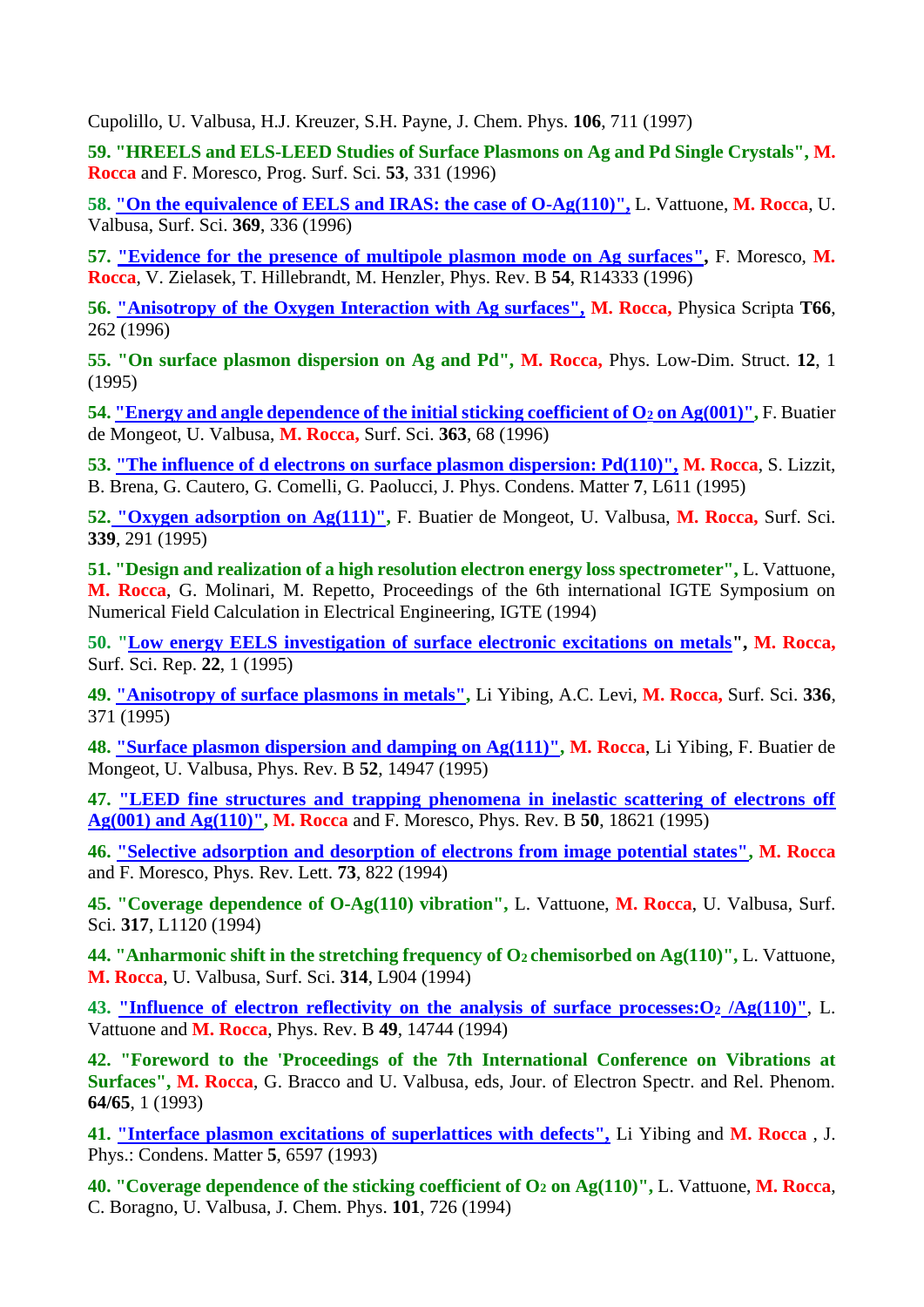Cupolillo, U. Valbusa, H.J. Kreuzer, S.H. Payne, J. Chem. Phys. **106**, 711 (1997)

**59. "HREELS and ELS-LEED Studies of Surface Plasmons on Ag and Pd Single Crystals", M. Rocca** and F. Moresco, Prog. Surf. Sci. **53**, 331 (1996)

**58. "On the equivalence of EELS and IRAS: the case of O-Ag(110)",** L. Vattuone, **M. Rocca**, U. Valbusa, Surf. Sci. **369**, 336 (1996)

**57. "Evidence for the presence of multipole plasmon mode on Ag surfaces",** F. Moresco, **M. Rocca**, V. Zielasek, T. Hillebrandt, M. Henzler, Phys. Rev. B **54**, R14333 (1996)

**56. "Anisotropy of the Oxygen Interaction with Ag surfaces", M. Rocca,** Physica Scripta **T66**, 262 (1996)

**55. "On surface plasmon dispersion on Ag and Pd", M. Rocca,** Phys. Low-Dim. Struct. **12**, 1 (1995)

**54. "Energy and angle dependence of the initial sticking coefficient of $O_2$ on Ag(001)",** F. Buatier de Mongeot, U. Valbusa, **M. Rocca,** Surf. Sci. **363**, 68 (1996)

**53. "The influence of d electrons on surface plasmon dispersion: Pd(110)", M. Rocca**, S. Lizzit, B. Brena, G. Cautero, G. Comelli, G. Paolucci, J. Phys. Condens. Matter **7**, L611 (1995)

**52. "Oxygen adsorption on Ag(111)",** F. Buatier de Mongeot, U. Valbusa, **M. Rocca,** Surf. Sci. **339**, 291 (1995)

**51. "Design and realization of a high resolution electron energy loss spectrometer",** L. Vattuone, **M. Rocca**, G. Molinari, M. Repetto, Proceedings of the 6th international IGTE Symposium on Numerical Field Calculation in Electrical Engineering, IGTE (1994)

**50. "Low energy EELS investigation of surface electronic excitations on metals", M. Rocca,** Surf. Sci. Rep. **22**, 1 (1995)

**49. "Anisotropy of surface plasmons in metals",** Li Yibing, A.C. Levi, **M. Rocca,** Surf. Sci. **336**, 371 (1995)

**48. "Surface plasmon dispersion and damping on Ag(111)", M. Rocca**, Li Yibing, F. Buatier de Mongeot, U. Valbusa, Phys. Rev. B **52**, 14947 (1995)

**47. "LEED fine structures and trapping phenomena in inelastic scattering of electrons off Ag(001) and Ag(110)", M. Rocca** and F. Moresco, Phys. Rev. B **50**, 18621 (1995)

**46. "Selective adsorption and desorption of electrons from image potential states", M. Rocca** and F. Moresco, Phys. Rev. Lett. **73**, 822 (1994)

**45. "Coverage dependence of O-Ag(110) vibration",** L. Vattuone, **M. Rocca**, U. Valbusa, Surf. Sci. **317**, L1120 (1994)

**44. "Anharmonic shift in the stretching frequency of $O_2$ chemisorbed on Ag(110)",** L. Vattuone, **M. Rocca**, U. Valbusa, Surf. Sci. **314**, L904 (1994)

**43. "Influence of electron reflectivity on the analysis of surface processes:$O_2$ /Ag(110)",** L. Vattuone and **M. Rocca**, Phys. Rev. B **49**, 14744 (1994)

**42. "Foreword to the 'Proceedings of the 7th International Conference on Vibrations at Surfaces", M. Rocca**, G. Bracco and U. Valbusa, eds, Jour. of Electron Spectr. and Rel. Phenom. **64/65**, 1 (1993)

**41. "Interface plasmon excitations of superlattices with defects",** Li Yibing and **M. Rocca** , J. Phys.: Condens. Matter **5**, 6597 (1993)

**40. "Coverage dependence of the sticking coefficient of $O_2$ on Ag(110)",** L. Vattuone, **M. Rocca**, C. Boragno, U. Valbusa, J. Chem. Phys. **101**, 726 (1994)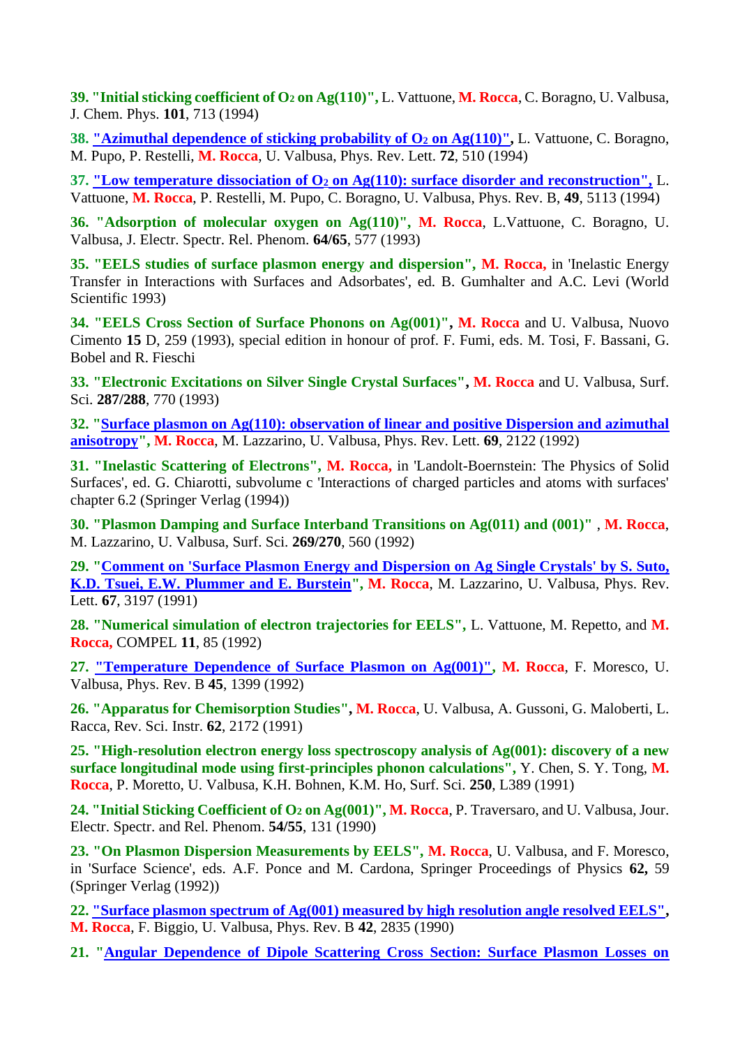**39. "Initial sticking coefficient of $O_2$ on Ag(110)",** L. Vattuone, **M. Rocca**, C. Boragno, U. Valbusa, J. Chem. Phys. **101**, 713 (1994)

**38. "Azimuthal dependence of sticking probability of $O_2$ on Ag(110)",** L. Vattuone, C. Boragno, M. Pupo, P. Restelli, **M. Rocca**, U. Valbusa, Phys. Rev. Lett. **72**, 510 (1994)

**37. "Low temperature dissociation of $O_2$ on Ag(110): surface disorder and reconstruction",** L. Vattuone, **M. Rocca**, P. Restelli, M. Pupo, C. Boragno, U. Valbusa, Phys. Rev. B, **49**, 5113 (1994)

**36. "Adsorption of molecular oxygen on Ag(110)", M. Rocca**, L.Vattuone, C. Boragno, U. Valbusa, J. Electr. Spectr. Rel. Phenom. **64/65**, 577 (1993)

**35. "EELS studies of surface plasmon energy and dispersion", M. Rocca,** in 'Inelastic Energy Transfer in Interactions with Surfaces and Adsorbates', ed. B. Gumhalter and A.C. Levi (World Scientific 1993)

**34. "EELS Cross Section of Surface Phonons on Ag(001)", M. Rocca** and U. Valbusa, Nuovo Cimento **15** D, 259 (1993), special edition in honour of prof. F. Fumi, eds. M. Tosi, F. Bassani, G. Bobel and R. Fieschi

**33. "Electronic Excitations on Silver Single Crystal Surfaces", M. Rocca** and U. Valbusa, Surf. Sci. **287/288**, 770 (1993)

**32. "Surface plasmon on Ag(110): observation of linear and positive Dispersion and azimuthal anisotropy", M. Rocca**, M. Lazzarino, U. Valbusa, Phys. Rev. Lett. **69**, 2122 (1992)

**31. "Inelastic Scattering of Electrons", M. Rocca,** in 'Landolt-Boernstein: The Physics of Solid Surfaces', ed. G. Chiarotti, subvolume c 'Interactions of charged particles and atoms with surfaces' chapter 6.2 (Springer Verlag (1994))

**30. "Plasmon Damping and Surface Interband Transitions on Ag(011) and (001)" , M. Rocca**, M. Lazzarino, U. Valbusa, Surf. Sci. **269/270**, 560 (1992)

**29. "Comment on 'Surface Plasmon Energy and Dispersion on Ag Single Crystals' by S. Suto, K.D. Tsuei, E.W. Plummer and E. Burstein", M. Rocca**, M. Lazzarino, U. Valbusa, Phys. Rev. Lett. **67**, 3197 (1991)

**28. "Numerical simulation of electron trajectories for EELS",** L. Vattuone, M. Repetto, and **M. Rocca,** COMPEL **11**, 85 (1992)

**27. "Temperature Dependence of Surface Plasmon on Ag(001)", M. Rocca**, F. Moresco, U. Valbusa, Phys. Rev. B **45**, 1399 (1992)

**26. "Apparatus for Chemisorption Studies", M. Rocca**, U. Valbusa, A. Gussoni, G. Maloberti, L. Racca, Rev. Sci. Instr. **62**, 2172 (1991)

**25. "High-resolution electron energy loss spectroscopy analysis of Ag(001): discovery of a new surface longitudinal mode using first-principles phonon calculations",** Y. Chen, S. Y. Tong, **M. Rocca**, P. Moretto, U. Valbusa, K.H. Bohnen, K.M. Ho, Surf. Sci. **250**, L389 (1991)

**24. "Initial Sticking Coefficient of $O_2$ on Ag(001)", M. Rocca**, P. Traversaro, and U. Valbusa, Jour. Electr. Spectr. and Rel. Phenom. **54/55**, 131 (1990)

**23. "On Plasmon Dispersion Measurements by EELS", M. Rocca**, U. Valbusa, and F. Moresco, in 'Surface Science', eds. A.F. Ponce and M. Cardona, Springer Proceedings of Physics **62,** 59 (Springer Verlag (1992))

**22. "Surface plasmon spectrum of Ag(001) measured by high resolution angle resolved EELS", M. Rocca**, F. Biggio, U. Valbusa, Phys. Rev. B **42**, 2835 (1990)

**21. "Angular Dependence of Dipole Scattering Cross Section: Surface Plasmon Losses on**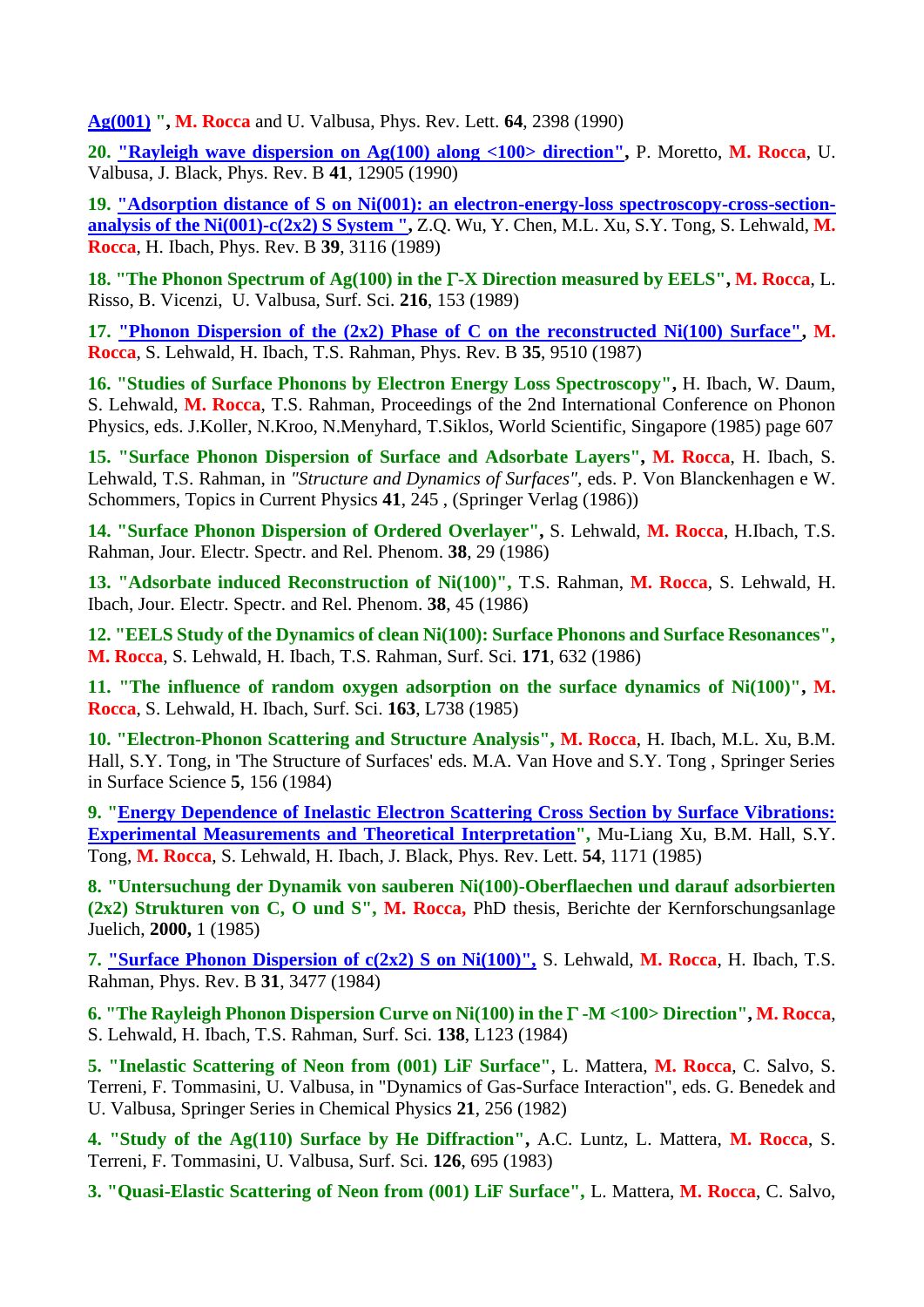**Ag(001) "**, **M. Rocca** and U. Valbusa, Phys. Rev. Lett. **64**, 2398 (1990)

**20. "Rayleigh wave dispersion on Ag(100) along <100> direction"**, P. Moretto, **M. Rocca**, U. Valbusa, J. Black, Phys. Rev. B **41**, 12905 (1990)

**19. "Adsorption distance of S on Ni(001): an electron-energy-loss spectroscopy-cross-section-analysis of the Ni(001)-c(2x2) S System "**, Z.Q. Wu, Y. Chen, M.L. Xu, S.Y. Tong, S. Lehwald, **M. Rocca**, H. Ibach, Phys. Rev. B **39**, 3116 (1989)

**18. "The Phonon Spectrum of Ag(100) in the Γ-X Direction measured by EELS"**, **M. Rocca**, L. Risso, B. Vicenzi, U. Valbusa, Surf. Sci. **216**, 153 (1989)

**17. "Phonon Dispersion of the (2x2) Phase of C on the reconstructed Ni(100) Surface"**, **M. Rocca**, S. Lehwald, H. Ibach, T.S. Rahman, Phys. Rev. B **35**, 9510 (1987)

**16. "Studies of Surface Phonons by Electron Energy Loss Spectroscopy"**, H. Ibach, W. Daum, S. Lehwald, **M. Rocca**, T.S. Rahman, Proceedings of the 2nd International Conference on Phonon Physics, eds. J.Koller, N.Kroo, N.Menyhard, T.Siklos, World Scientific, Singapore (1985) page 607

**15. "Surface Phonon Dispersion of Surface and Adsorbate Layers"**, **M. Rocca**, H. Ibach, S. Lehwald, T.S. Rahman, in *"Structure and Dynamics of Surfaces"*, eds. P. Von Blanckenhagen e W. Schommers, Topics in Current Physics **41**, 245 , (Springer Verlag (1986))

**14. "Surface Phonon Dispersion of Ordered Overlayer"**, S. Lehwald, **M. Rocca**, H.Ibach, T.S. Rahman, Jour. Electr. Spectr. and Rel. Phenom. **38**, 29 (1986)

**13. "Adsorbate induced Reconstruction of Ni(100)"**, T.S. Rahman, **M. Rocca**, S. Lehwald, H. Ibach, Jour. Electr. Spectr. and Rel. Phenom. **38**, 45 (1986)

**12. "EELS Study of the Dynamics of clean Ni(100): Surface Phonons and Surface Resonances"**, **M. Rocca**, S. Lehwald, H. Ibach, T.S. Rahman, Surf. Sci. **171**, 632 (1986)

**11. "The influence of random oxygen adsorption on the surface dynamics of Ni(100)"**, **M. Rocca**, S. Lehwald, H. Ibach, Surf. Sci. **163**, L738 (1985)

**10. "Electron-Phonon Scattering and Structure Analysis"**, **M. Rocca**, H. Ibach, M.L. Xu, B.M. Hall, S.Y. Tong, in 'The Structure of Surfaces' eds. M.A. Van Hove and S.Y. Tong , Springer Series in Surface Science **5**, 156 (1984)

**9. "Energy Dependence of Inelastic Electron Scattering Cross Section by Surface Vibrations: Experimental Measurements and Theoretical Interpretation"**, Mu-Liang Xu, B.M. Hall, S.Y. Tong, **M. Rocca**, S. Lehwald, H. Ibach, J. Black, Phys. Rev. Lett. **54**, 1171 (1985)

**8. "Untersuchung der Dynamik von sauberen Ni(100)-Oberflaechen und darauf adsorbierten (2x2) Strukturen von C, O und S"**, **M. Rocca,** PhD thesis, Berichte der Kernforschungsanlage Juelich, **2000,** 1 (1985)

**7. "Surface Phonon Dispersion of c(2x2) S on Ni(100)",** S. Lehwald, **M. Rocca**, H. Ibach, T.S. Rahman, Phys. Rev. B **31**, 3477 (1984)

**6. "The Rayleigh Phonon Dispersion Curve on Ni(100) in the Γ -M <100> Direction"**, **M. Rocca**, S. Lehwald, H. Ibach, T.S. Rahman, Surf. Sci. **138**, L123 (1984)

**5. "Inelastic Scattering of Neon from (001) LiF Surface"**, L. Mattera, **M. Rocca**, C. Salvo, S. Terreni, F. Tommasini, U. Valbusa, in "Dynamics of Gas-Surface Interaction", eds. G. Benedek and U. Valbusa, Springer Series in Chemical Physics **21**, 256 (1982)

**4. "Study of the Ag(110) Surface by He Diffraction"**, A.C. Luntz, L. Mattera, **M. Rocca**, S. Terreni, F. Tommasini, U. Valbusa, Surf. Sci. **126**, 695 (1983)

**3. "Quasi-Elastic Scattering of Neon from (001) LiF Surface"**, L. Mattera, **M. Rocca**, C. Salvo,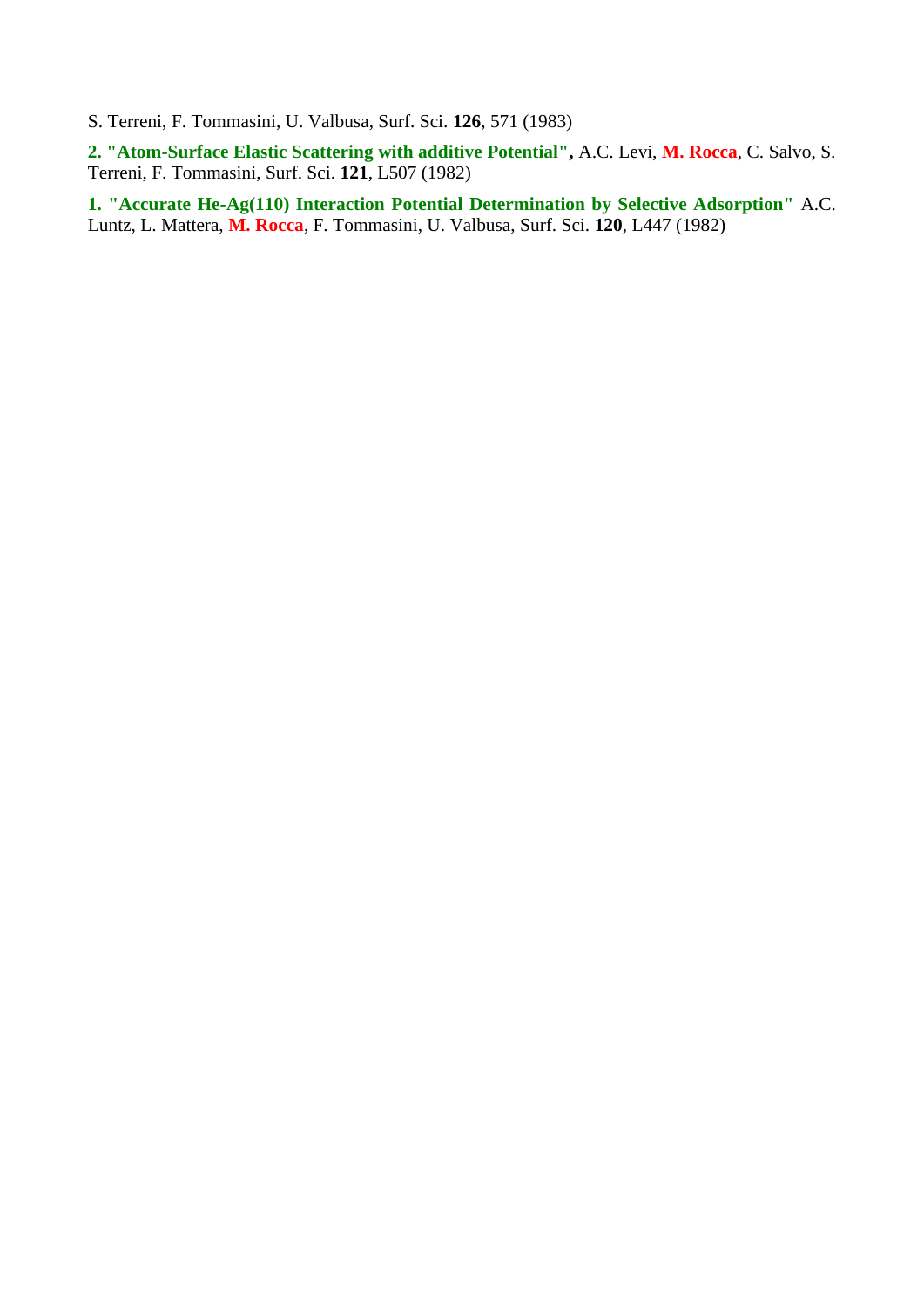S. Terreni, F. Tommasini, U. Valbusa, Surf. Sci. **126**, 571 (1983)

**2. "Atom-Surface Elastic Scattering with additive Potential",** A.C. Levi, **M. Rocca**, C. Salvo, S. Terreni, F. Tommasini, Surf. Sci. **121**, L507 (1982)

**1. "Accurate He-Ag(110) Interaction Potential Determination by Selective Adsorption"** A.C. Luntz, L. Mattera, **M. Rocca**, F. Tommasini, U. Valbusa, Surf. Sci. **120**, L447 (1982)